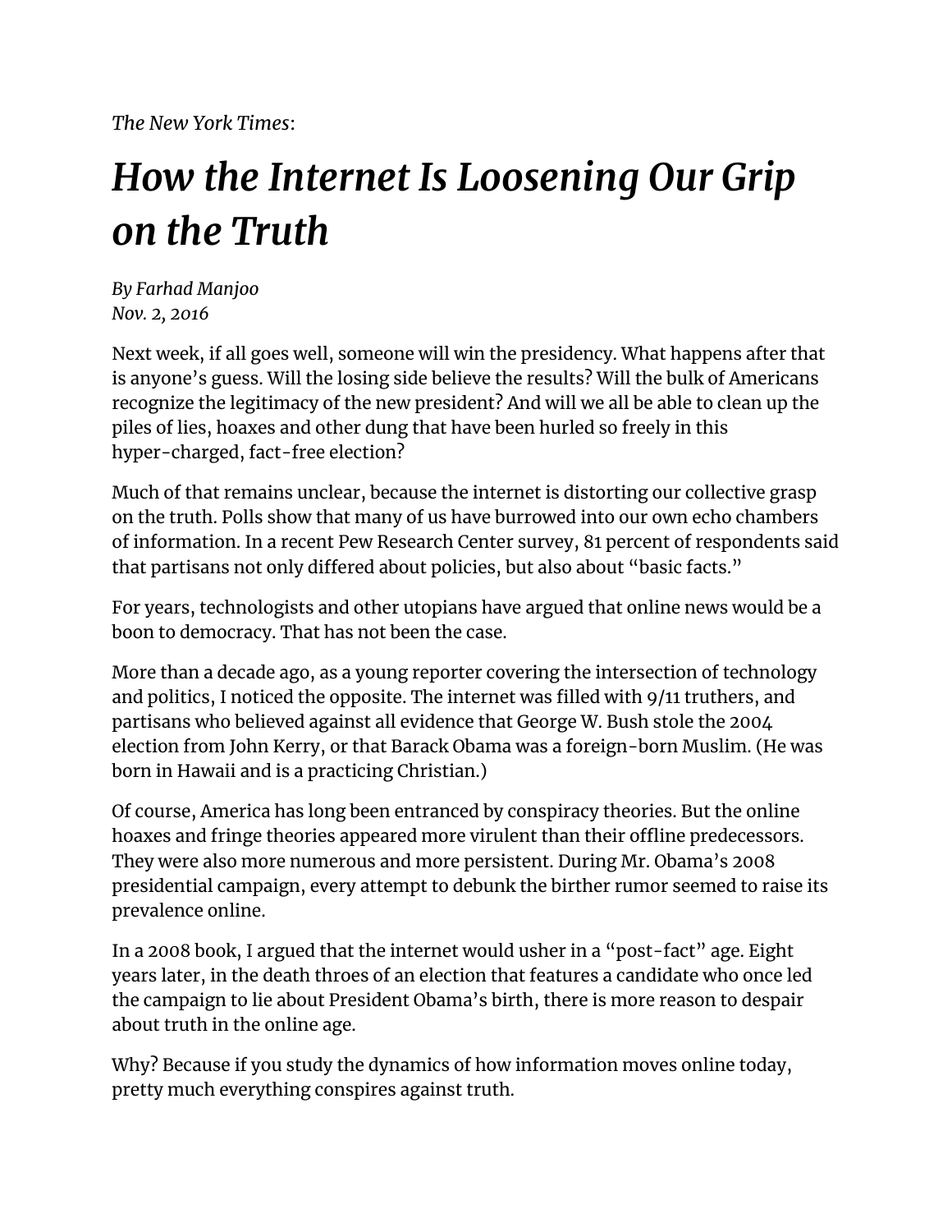*The New York Times*:

# *How the Internet Is Loosening Our Grip on the Truth*

*By Farhad Manjoo*
*Nov. 2, 2016*

Next week, if all goes well, someone will win the presidency. What happens after that is anyone's guess. Will the losing side believe the results? Will the bulk of Americans recognize the legitimacy of the new president? And will we all be able to clean up the piles of lies, hoaxes and other dung that have been hurled so freely in this hyper-charged, fact-free election?

Much of that remains unclear, because the internet is distorting our collective grasp on the truth. Polls show that many of us have burrowed into our own echo chambers of information. In a recent Pew Research Center survey, 81 percent of respondents said that partisans not only differed about policies, but also about "basic facts."

For years, technologists and other utopians have argued that online news would be a boon to democracy. That has not been the case.

More than a decade ago, as a young reporter covering the intersection of technology and politics, I noticed the opposite. The internet was filled with 9/11 truthers, and partisans who believed against all evidence that George W. Bush stole the 2004 election from John Kerry, or that Barack Obama was a foreign-born Muslim. (He was born in Hawaii and is a practicing Christian.)

Of course, America has long been entranced by conspiracy theories. But the online hoaxes and fringe theories appeared more virulent than their offline predecessors. They were also more numerous and more persistent. During Mr. Obama's 2008 presidential campaign, every attempt to debunk the birther rumor seemed to raise its prevalence online.

In a 2008 book, I argued that the internet would usher in a "post-fact" age. Eight years later, in the death throes of an election that features a candidate who once led the campaign to lie about President Obama's birth, there is more reason to despair about truth in the online age.

Why? Because if you study the dynamics of how information moves online today, pretty much everything conspires against truth.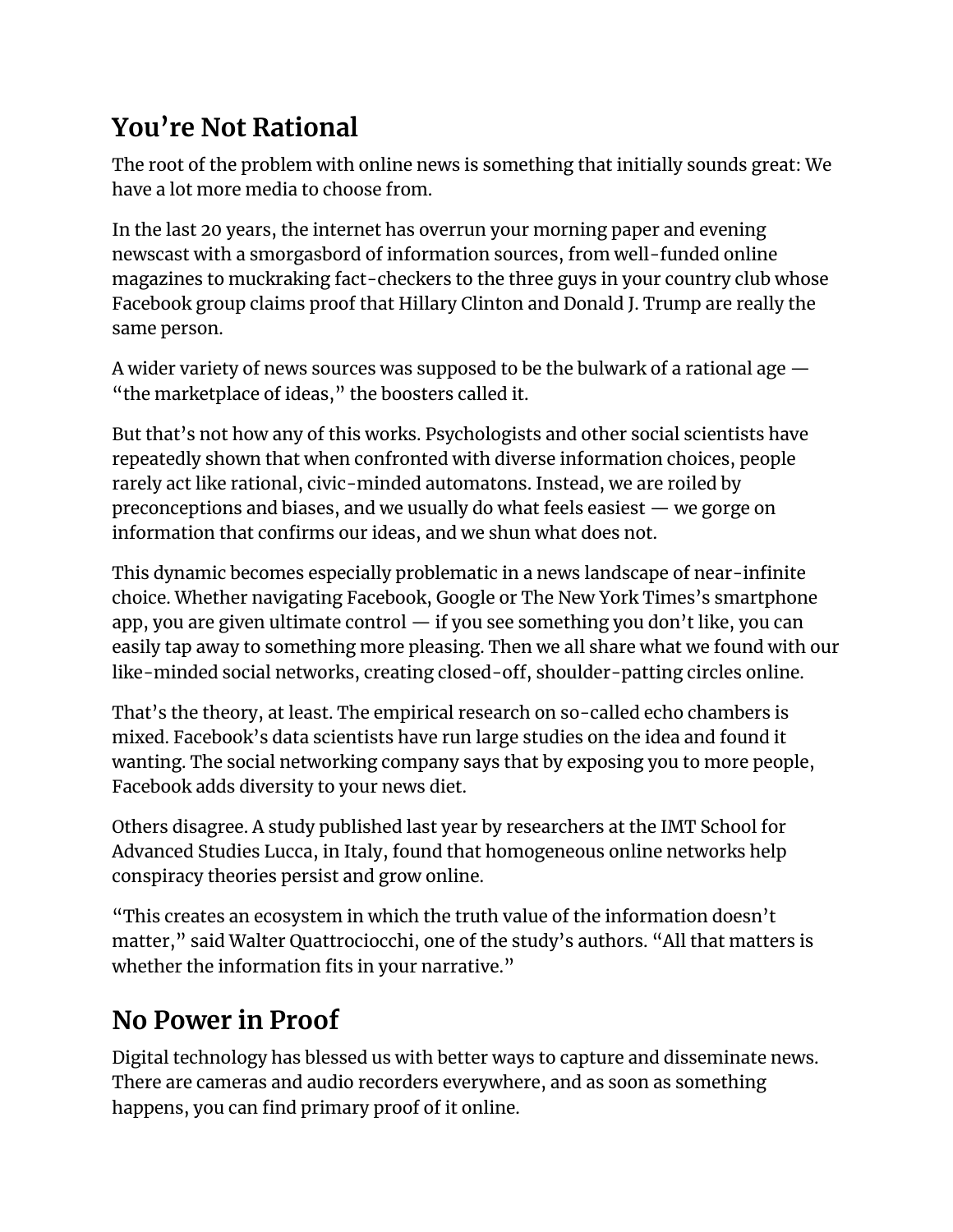## You're Not Rational

The root of the problem with online news is something that initially sounds great: We have a lot more media to choose from.

In the last 20 years, the internet has overrun your morning paper and evening newscast with a smorgasbord of information sources, from well-funded online magazines to muckraking fact-checkers to the three guys in your country club whose Facebook group claims proof that Hillary Clinton and Donald J. Trump are really the same person.

A wider variety of news sources was supposed to be the bulwark of a rational age — "the marketplace of ideas," the boosters called it.

But that's not how any of this works. Psychologists and other social scientists have repeatedly shown that when confronted with diverse information choices, people rarely act like rational, civic-minded automatons. Instead, we are roiled by preconceptions and biases, and we usually do what feels easiest — we gorge on information that confirms our ideas, and we shun what does not.

This dynamic becomes especially problematic in a news landscape of near-infinite choice. Whether navigating Facebook, Google or The New York Times's smartphone app, you are given ultimate control — if you see something you don't like, you can easily tap away to something more pleasing. Then we all share what we found with our like-minded social networks, creating closed-off, shoulder-patting circles online.

That's the theory, at least. The empirical research on so-called echo chambers is mixed. Facebook's data scientists have run large studies on the idea and found it wanting. The social networking company says that by exposing you to more people, Facebook adds diversity to your news diet.

Others disagree. A study published last year by researchers at the IMT School for Advanced Studies Lucca, in Italy, found that homogeneous online networks help conspiracy theories persist and grow online.

"This creates an ecosystem in which the truth value of the information doesn't matter," said Walter Quattrociocchi, one of the study's authors. "All that matters is whether the information fits in your narrative."

## No Power in Proof

Digital technology has blessed us with better ways to capture and disseminate news. There are cameras and audio recorders everywhere, and as soon as something happens, you can find primary proof of it online.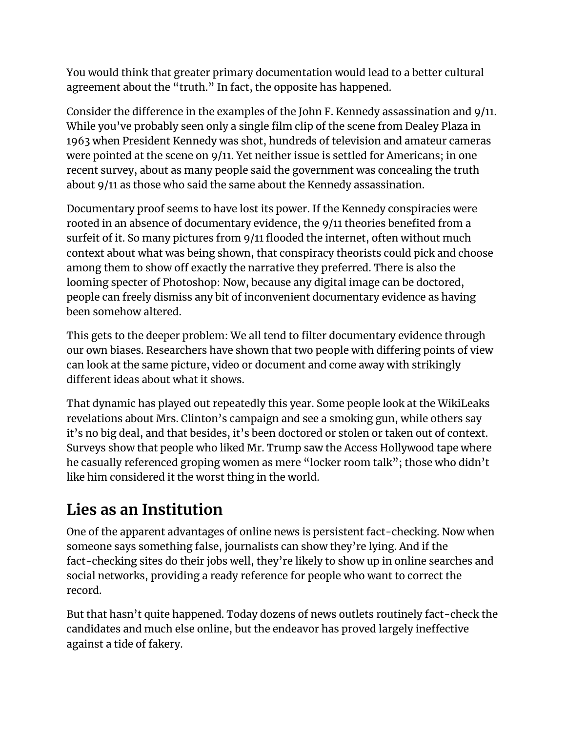You would think that greater primary documentation would lead to a better cultural agreement about the "truth." In fact, the opposite has happened.

Consider the difference in the examples of the John F. Kennedy assassination and 9/11. While you've probably seen only a single film clip of the scene from Dealey Plaza in 1963 when President Kennedy was shot, hundreds of television and amateur cameras were pointed at the scene on 9/11. Yet neither issue is settled for Americans; in one recent survey, about as many people said the government was concealing the truth about 9/11 as those who said the same about the Kennedy assassination.

Documentary proof seems to have lost its power. If the Kennedy conspiracies were rooted in an absence of documentary evidence, the 9/11 theories benefited from a surfeit of it. So many pictures from 9/11 flooded the internet, often without much context about what was being shown, that conspiracy theorists could pick and choose among them to show off exactly the narrative they preferred. There is also the looming specter of Photoshop: Now, because any digital image can be doctored, people can freely dismiss any bit of inconvenient documentary evidence as having been somehow altered.

This gets to the deeper problem: We all tend to filter documentary evidence through our own biases. Researchers have shown that two people with differing points of view can look at the same picture, video or document and come away with strikingly different ideas about what it shows.

That dynamic has played out repeatedly this year. Some people look at the WikiLeaks revelations about Mrs. Clinton's campaign and see a smoking gun, while others say it's no big deal, and that besides, it's been doctored or stolen or taken out of context. Surveys show that people who liked Mr. Trump saw the Access Hollywood tape where he casually referenced groping women as mere "locker room talk"; those who didn't like him considered it the worst thing in the world.

## Lies as an Institution

One of the apparent advantages of online news is persistent fact-checking. Now when someone says something false, journalists can show they're lying. And if the fact-checking sites do their jobs well, they're likely to show up in online searches and social networks, providing a ready reference for people who want to correct the record.

But that hasn't quite happened. Today dozens of news outlets routinely fact-check the candidates and much else online, but the endeavor has proved largely ineffective against a tide of fakery.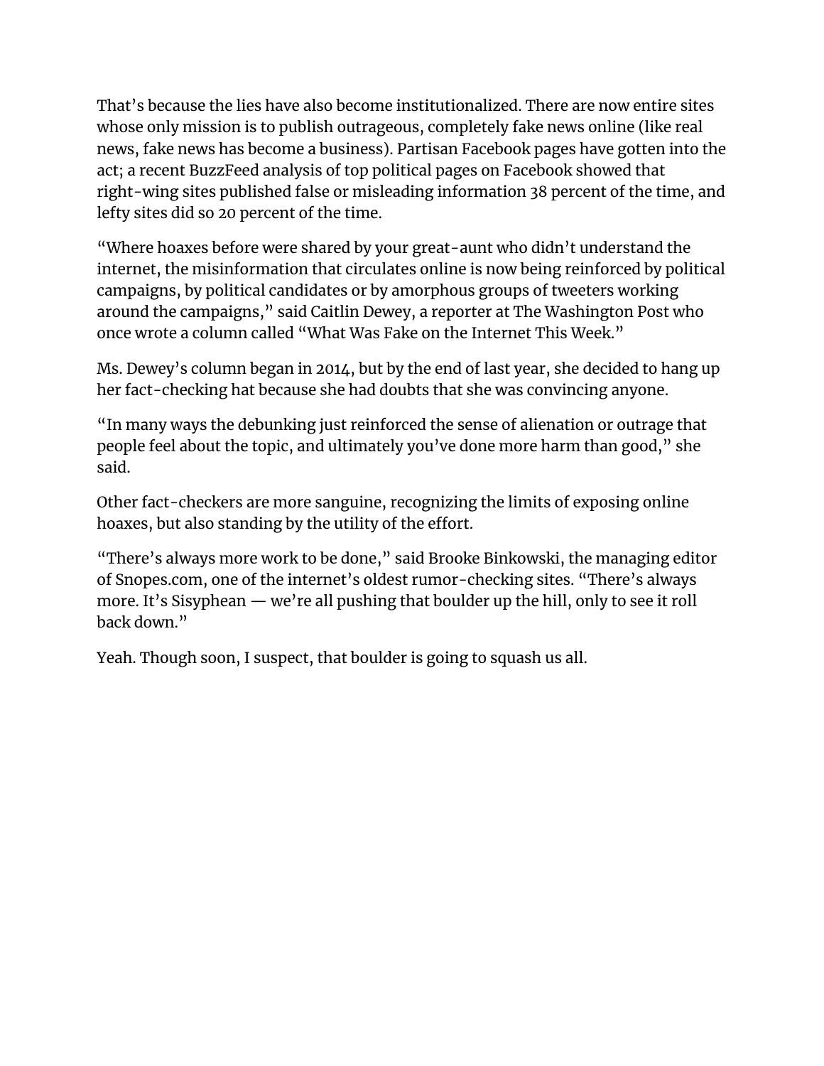That's because the lies have also become institutionalized. There are now entire sites whose only mission is to publish outrageous, completely fake news online (like real news, fake news has become a business). Partisan Facebook pages have gotten into the act; a recent BuzzFeed analysis of top political pages on Facebook showed that right-wing sites published false or misleading information 38 percent of the time, and lefty sites did so 20 percent of the time.

"Where hoaxes before were shared by your great-aunt who didn't understand the internet, the misinformation that circulates online is now being reinforced by political campaigns, by political candidates or by amorphous groups of tweeters working around the campaigns," said Caitlin Dewey, a reporter at The Washington Post who once wrote a column called "What Was Fake on the Internet This Week."

Ms. Dewey's column began in 2014, but by the end of last year, she decided to hang up her fact-checking hat because she had doubts that she was convincing anyone.

"In many ways the debunking just reinforced the sense of alienation or outrage that people feel about the topic, and ultimately you've done more harm than good," she said.

Other fact-checkers are more sanguine, recognizing the limits of exposing online hoaxes, but also standing by the utility of the effort.

"There's always more work to be done," said Brooke Binkowski, the managing editor of Snopes.com, one of the internet's oldest rumor-checking sites. "There's always more. It's Sisyphean — we're all pushing that boulder up the hill, only to see it roll back down."

Yeah. Though soon, I suspect, that boulder is going to squash us all.